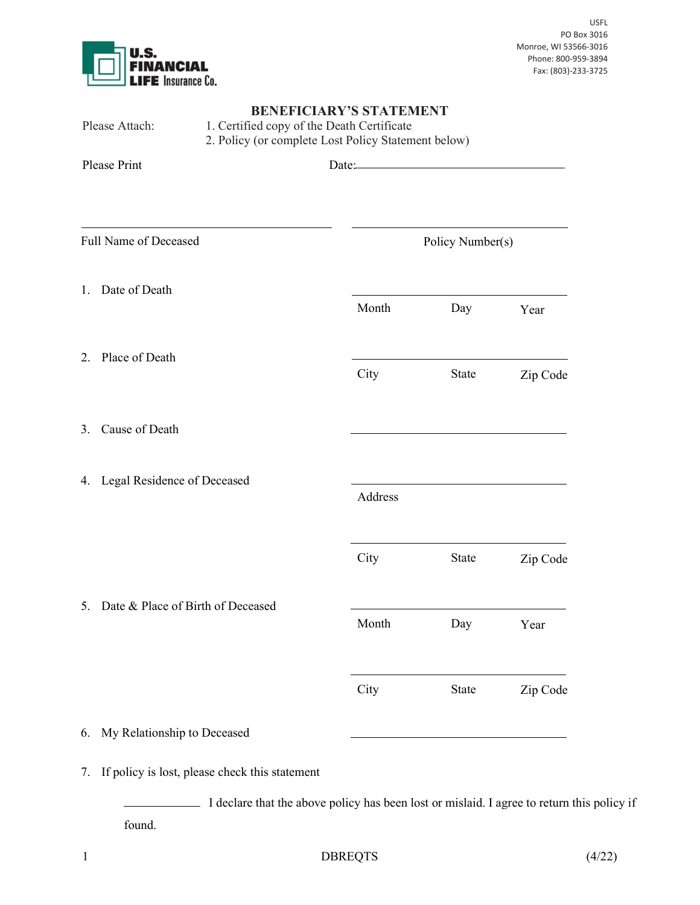U.S. FINANCIAL LIFE Insurance Co.

USFL
PO Box 3016
Monroe, WI 53566-3016
Phone: 800-959-3894
Fax: (803)-233-3725

# BENEFICIARY'S STATEMENT

Please Attach: 1. Certified copy of the Death Certificate
2. Policy (or complete Lost Policy Statement below)

Please Print Date:______________________________

______________________________ ______________________________
Full Name of Deceased Policy Number(s)

1. Date of Death ______________________________
Month Day Year

2. Place of Death ______________________________
City State Zip Code

3. Cause of Death ______________________________

4. Legal Residence of Deceased ______________________________
Address
______________________________
City State Zip Code

5. Date & Place of Birth of Deceased ______________________________
Month Day Year
______________________________
City State Zip Code

6. My Relationship to Deceased ______________________________

7. If policy is lost, please check this statement

__________ I declare that the above policy has been lost or mislaid. I agree to return this policy if found.

DBREQTS (4/22)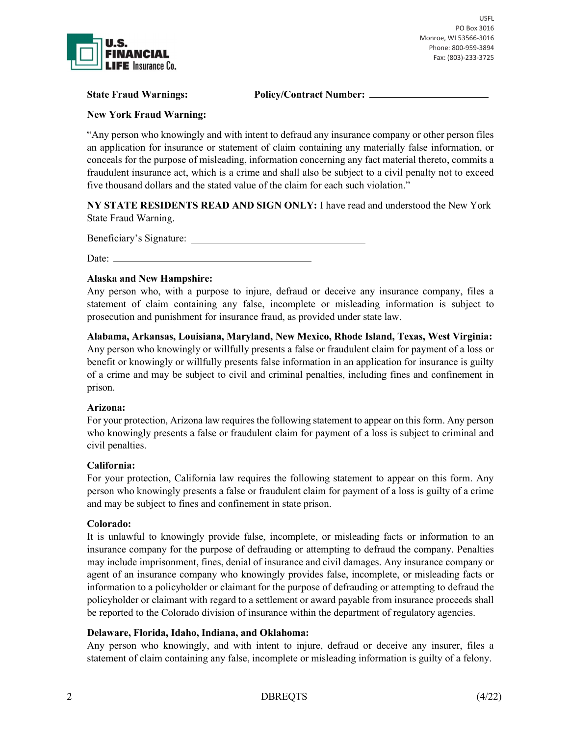USFL
PO Box 3016
Monroe, WI 53566-3016
Phone: 800-959-3894
Fax: (803)-233-3725

**State Fraud Warnings:** **Policy/Contract Number:** \_\_\_\_\_\_\_\_\_\_\_\_\_\_\_\_\_\_\_\_\_\_\_\_

**New York Fraud Warning:**

"Any person who knowingly and with intent to defraud any insurance company or other person files an application for insurance or statement of claim containing any materially false information, or conceals for the purpose of misleading, information concerning any fact material thereto, commits a fraudulent insurance act, which is a crime and shall also be subject to a civil penalty not to exceed five thousand dollars and the stated value of the claim for each such violation."

**NY STATE RESIDENTS READ AND SIGN ONLY:** I have read and understood the New York State Fraud Warning.

Beneficiary's Signature: \_\_\_\_\_\_\_\_\_\_\_\_\_\_\_\_\_\_\_\_\_\_\_\_\_\_\_\_\_\_\_\_\_\_\_\_

Date: \_\_\_\_\_\_\_\_\_\_\_\_\_\_\_\_\_\_\_\_\_\_\_\_\_\_\_\_\_\_\_\_\_\_\_\_\_\_\_\_

**Alaska and New Hampshire:**
Any person who, with a purpose to injure, defraud or deceive any insurance company, files a statement of claim containing any false, incomplete or misleading information is subject to prosecution and punishment for insurance fraud, as provided under state law.

**Alabama, Arkansas, Louisiana, Maryland, New Mexico, Rhode Island, Texas, West Virginia:**
Any person who knowingly or willfully presents a false or fraudulent claim for payment of a loss or benefit or knowingly or willfully presents false information in an application for insurance is guilty of a crime and may be subject to civil and criminal penalties, including fines and confinement in prison.

**Arizona:**
For your protection, Arizona law requires the following statement to appear on this form. Any person who knowingly presents a false or fraudulent claim for payment of a loss is subject to criminal and civil penalties.

**California:**
For your protection, California law requires the following statement to appear on this form. Any person who knowingly presents a false or fraudulent claim for payment of a loss is guilty of a crime and may be subject to fines and confinement in state prison.

**Colorado:**
It is unlawful to knowingly provide false, incomplete, or misleading facts or information to an insurance company for the purpose of defrauding or attempting to defraud the company. Penalties may include imprisonment, fines, denial of insurance and civil damages. Any insurance company or agent of an insurance company who knowingly provides false, incomplete, or misleading facts or information to a policyholder or claimant for the purpose of defrauding or attempting to defraud the policyholder or claimant with regard to a settlement or award payable from insurance proceeds shall be reported to the Colorado division of insurance within the department of regulatory agencies.

**Delaware, Florida, Idaho, Indiana, and Oklahoma:**
Any person who knowingly, and with intent to injure, defraud or deceive any insurer, files a statement of claim containing any false, incomplete or misleading information is guilty of a felony.

DBREQTS (4/22)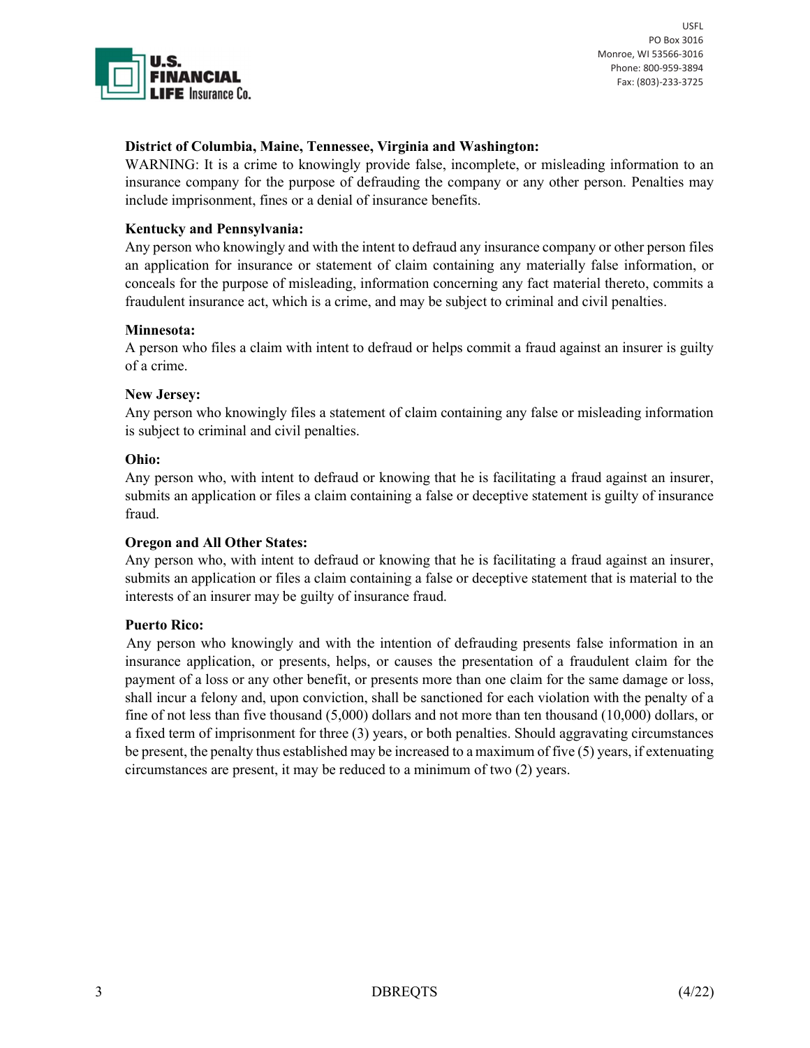**District of Columbia, Maine, Tennessee, Virginia and Washington:**
WARNING: It is a crime to knowingly provide false, incomplete, or misleading information to an insurance company for the purpose of defrauding the company or any other person. Penalties may include imprisonment, fines or a denial of insurance benefits.

**Kentucky and Pennsylvania:**
Any person who knowingly and with the intent to defraud any insurance company or other person files an application for insurance or statement of claim containing any materially false information, or conceals for the purpose of misleading, information concerning any fact material thereto, commits a fraudulent insurance act, which is a crime, and may be subject to criminal and civil penalties.

**Minnesota:**
A person who files a claim with intent to defraud or helps commit a fraud against an insurer is guilty of a crime.

**New Jersey:**
Any person who knowingly files a statement of claim containing any false or misleading information is subject to criminal and civil penalties.

**Ohio:**
Any person who, with intent to defraud or knowing that he is facilitating a fraud against an insurer, submits an application or files a claim containing a false or deceptive statement is guilty of insurance fraud.

**Oregon and All Other States:**
Any person who, with intent to defraud or knowing that he is facilitating a fraud against an insurer, submits an application or files a claim containing a false or deceptive statement that is material to the interests of an insurer may be guilty of insurance fraud.

**Puerto Rico:**
Any person who knowingly and with the intention of defrauding presents false information in an insurance application, or presents, helps, or causes the presentation of a fraudulent claim for the payment of a loss or any other benefit, or presents more than one claim for the same damage or loss, shall incur a felony and, upon conviction, shall be sanctioned for each violation with the penalty of a fine of not less than five thousand (5,000) dollars and not more than ten thousand (10,000) dollars, or a fixed term of imprisonment for three (3) years, or both penalties. Should aggravating circumstances be present, the penalty thus established may be increased to a maximum of five (5) years, if extenuating circumstances are present, it may be reduced to a minimum of two (2) years.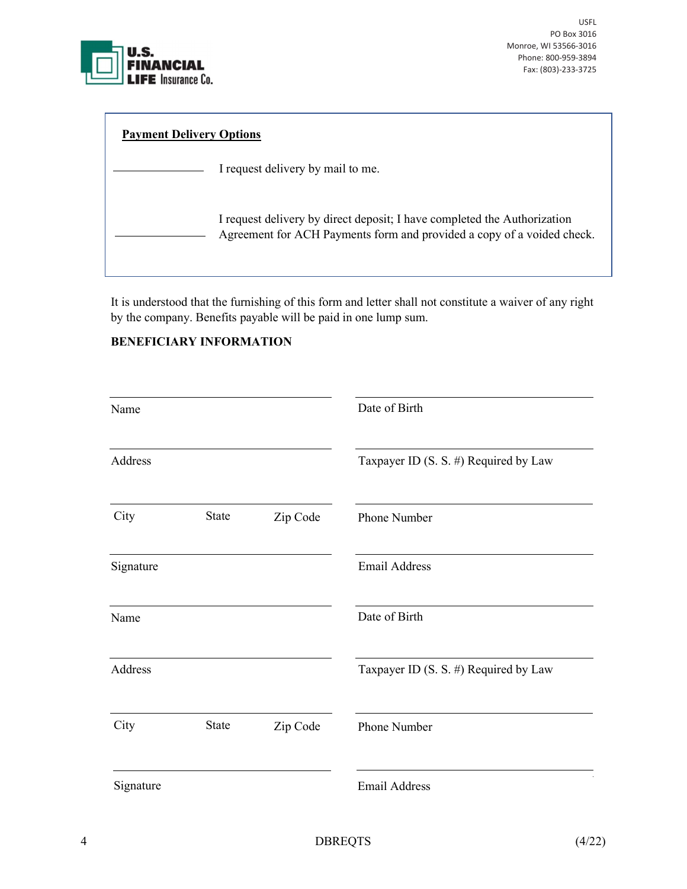U.S. FINANCIAL LIFE Insurance Co.

USFL
PO Box 3016
Monroe, WI 53566-3016
Phone: 800-959-3894
Fax: (803)-233-3725

**Payment Delivery Options**

\_\_\_\_\_\_\_\_\_\_\_\_\_\_\_ I request delivery by mail to me.

\_\_\_\_\_\_\_\_\_\_\_\_\_\_\_ I request delivery by direct deposit; I have completed the Authorization Agreement for ACH Payments form and provided a copy of a voided check.

It is understood that the furnishing of this form and letter shall not constitute a waiver of any right by the company. Benefits payable will be paid in one lump sum.

**BENEFICIARY INFORMATION**

| | |
|---|---|
| Name | Date of Birth |
| Address | Taxpayer ID (S. S. #) Required by Law |
| City State Zip Code | Phone Number |
| Signature | Email Address |
| Name | Date of Birth |
| Address | Taxpayer ID (S. S. #) Required by Law |
| City State Zip Code | Phone Number |
| Signature | Email Address |

DBREQTS (4/22)